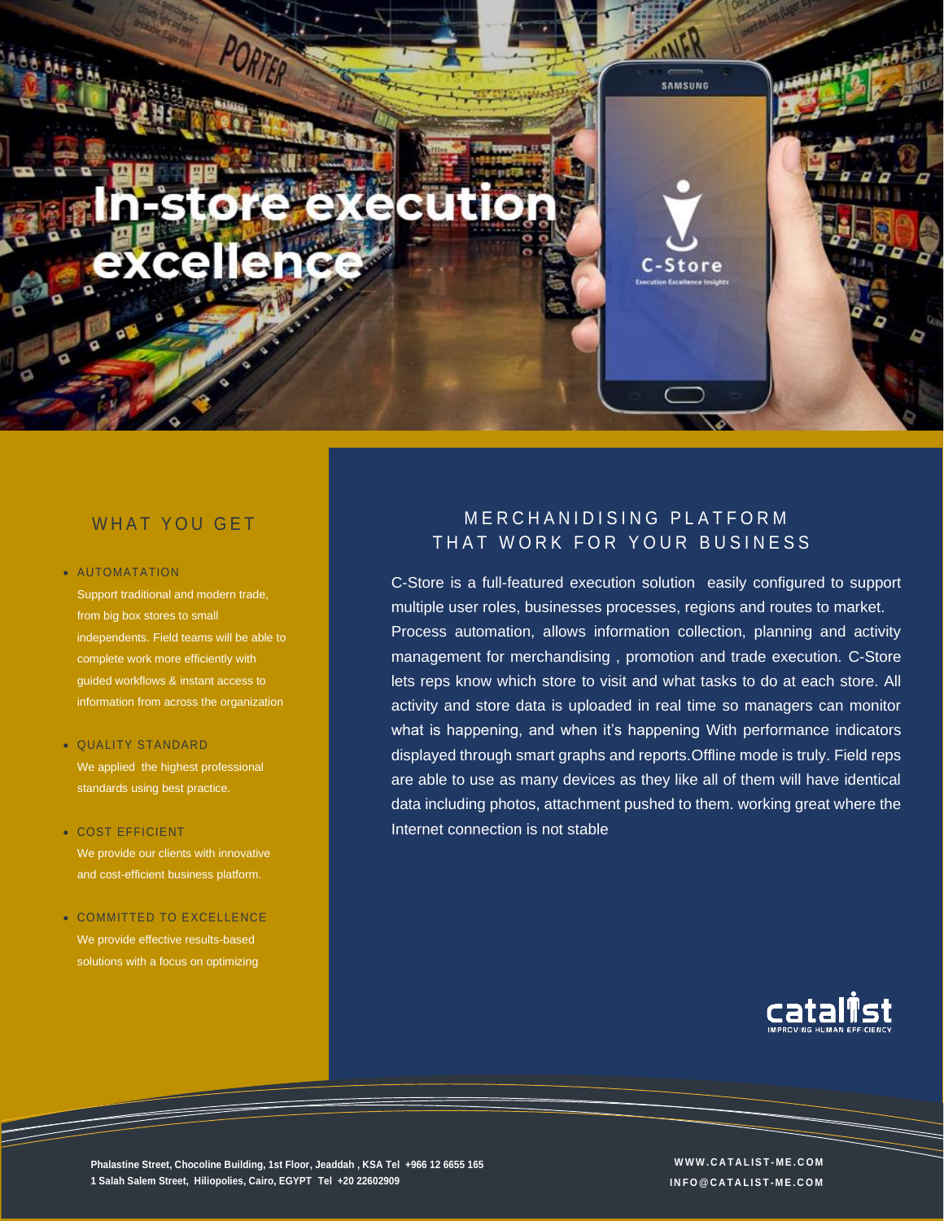# In-store execution excellence

## WHAT YOU GET

- **AUTOMATION**
  Support traditional and modern trade, from big box stores to small independents. Field teams will be able to complete work more efficiently with guided workflows & instant access to information from across the organization

- **QUALITY STANDARD**
  We applied the highest professional standards using best practice.

- **COST EFFICIENT**
  We provide our clients with innovative and cost-efficient business platform.

- **COMMITTED TO EXCELLENCE**
  We provide effective results-based solutions with a focus on optimizing

## MERCHANIDISING PLATFORM THAT WORK FOR YOUR BUSINESS

C-Store is a full-featured execution solution easily configured to support multiple user roles, businesses processes, regions and routes to market. Process automation, allows information collection, planning and activity management for merchandising , promotion and trade execution. C-Store lets reps know which store to visit and what tasks to do at each store. All activity and store data is uploaded in real time so managers can monitor what is happening, and when it's happening With performance indicators displayed through smart graphs and reports.Offline mode is truly. Field reps are able to use as many devices as they like all of them will have identical data including photos, attachment pushed to them. working great where the Internet connection is not stable

catalist
IMPROVING HUMAN EFFICIENCY

**Phalastine Street, Chocoline Building, 1st Floor, Jeaddah , KSA Tel +966 12 6655 165**
**1 Salah Salem Street, Hiliopolies, Cairo, EGYPT Tel +20 22602909**

**WWW.CATALIST-ME.COM**
**INFO@CATALIST-ME.COM**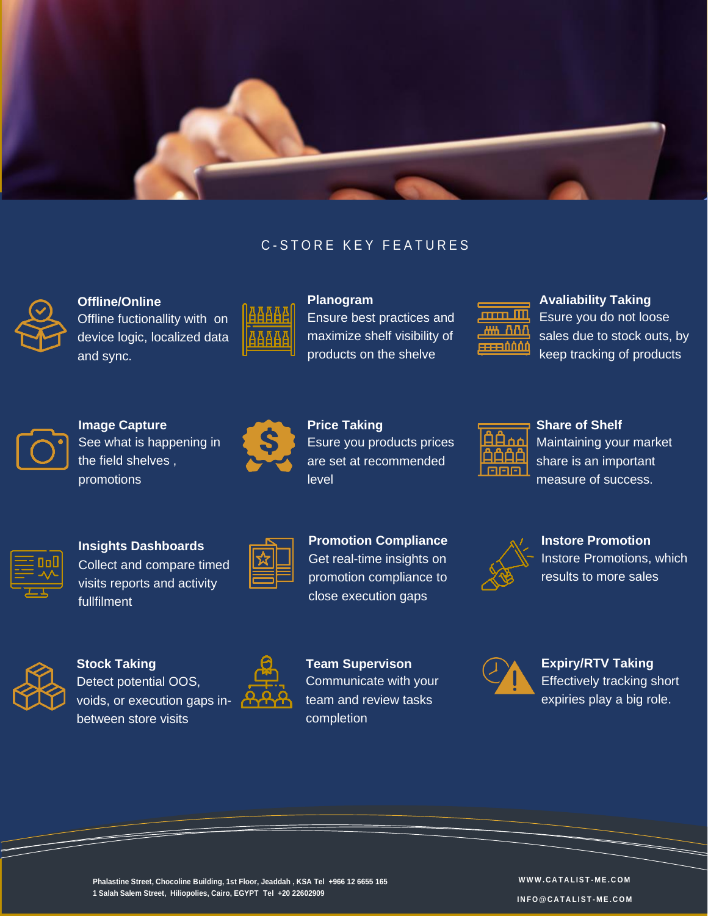## C-STORE KEY FEATURES

**Offline/Online**
Offline fuctionallity with on device logic, localized data and sync.

**Planogram**
Ensure best practices and maximize shelf visibility of products on the shelve

**Avaliability Taking**
Esure you do not loose sales due to stock outs, by keep tracking of products

**Image Capture**
See what is happening in the field shelves , promotions

**Price Taking**
Esure you products prices are set at recommended level

**Share of Shelf**
Maintaining your market share is an important measure of success.

**Insights Dashboards**
Collect and compare timed visits reports and activity fullfilment

**Promotion Compliance**
Get real-time insights on promotion compliance to close execution gaps

**Instore Promotion**
Instore Promotions, which results to more sales

**Stock Taking**
Detect potential OOS, voids, or execution gaps in-between store visits

**Team Supervison**
Communicate with your team and review tasks completion

**Expiry/RTV Taking**
Effectively tracking short expiries play a big role.

Phalastine Street, Chocoline Building, 1st Floor, Jeaddah , KSA Tel +966 12 6655 165
1 Salah Salem Street, Hiliopolies, Cairo, EGYPT Tel +20 22602909

WWW.CATALIST-ME.COM

INFO@CATALIST-ME.COM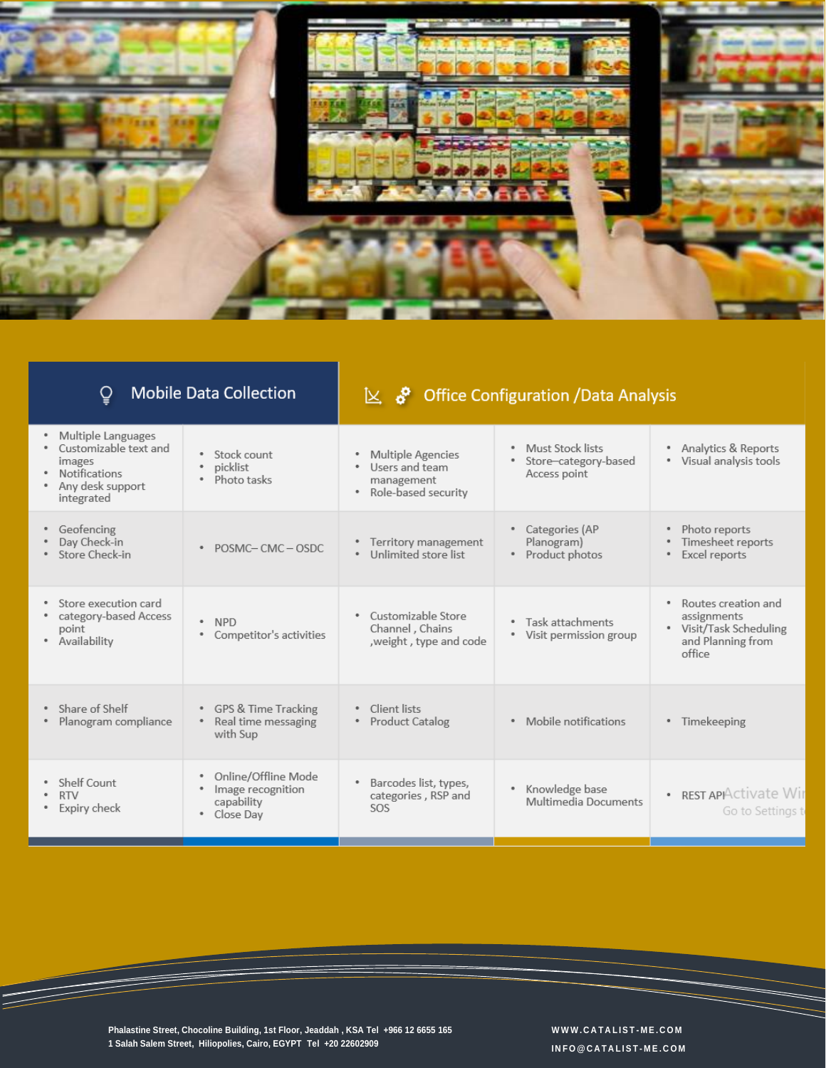| Mobile Data Collection | | Office Configuration /Data Analysis | | |
|---|---|---|---|---|
| • Multiple Languages<br>• Customizable text and images<br>• Notifications<br>• Any desk support integrated | • Stock count<br>• picklist<br>• Photo tasks | • Multiple Agencies<br>• Users and team management<br>• Role-based security | • Must Stock lists<br>• Store–category-based Access point | • Analytics & Reports<br>• Visual analysis tools |
| • Geofencing<br>• Day Check-in<br>• Store Check-in | • POSMC– CMC – OSDC | • Territory management<br>• Unlimited store list | • Categories (AP Planogram)<br>• Product photos | • Photo reports<br>• Timesheet reports<br>• Excel reports |
| • Store execution card<br>• category-based Access point<br>• Availability | • NPD<br>• Competitor's activities | • Customizable Store Channel , Chains ,weight , type and code | • Task attachments<br>• Visit permission group | • Routes creation and assignments<br>• Visit/Task Scheduling and Planning from office |
| • Share of Shelf<br>• Planogram compliance | • GPS & Time Tracking<br>• Real time messaging with Sup | • Client lists<br>• Product Catalog | • Mobile notifications | • Timekeeping |
| • Shelf Count<br>• RTV<br>• Expiry check | • Online/Offline Mode<br>• Image recognition capability<br>• Close Day | • Barcodes list, types, categories , RSP and SOS | • Knowledge base Multimedia Documents | • REST API |

**Phalastine Street, Chocoline Building, 1st Floor, Jeaddah , KSA Tel +966 12 6655 165**
**1 Salah Salem Street, Hiliopolies, Cairo, EGYPT Tel +20 22602909**

**WWW.CATALIST-ME.COM**
**INFO@CATALIST-ME.COM**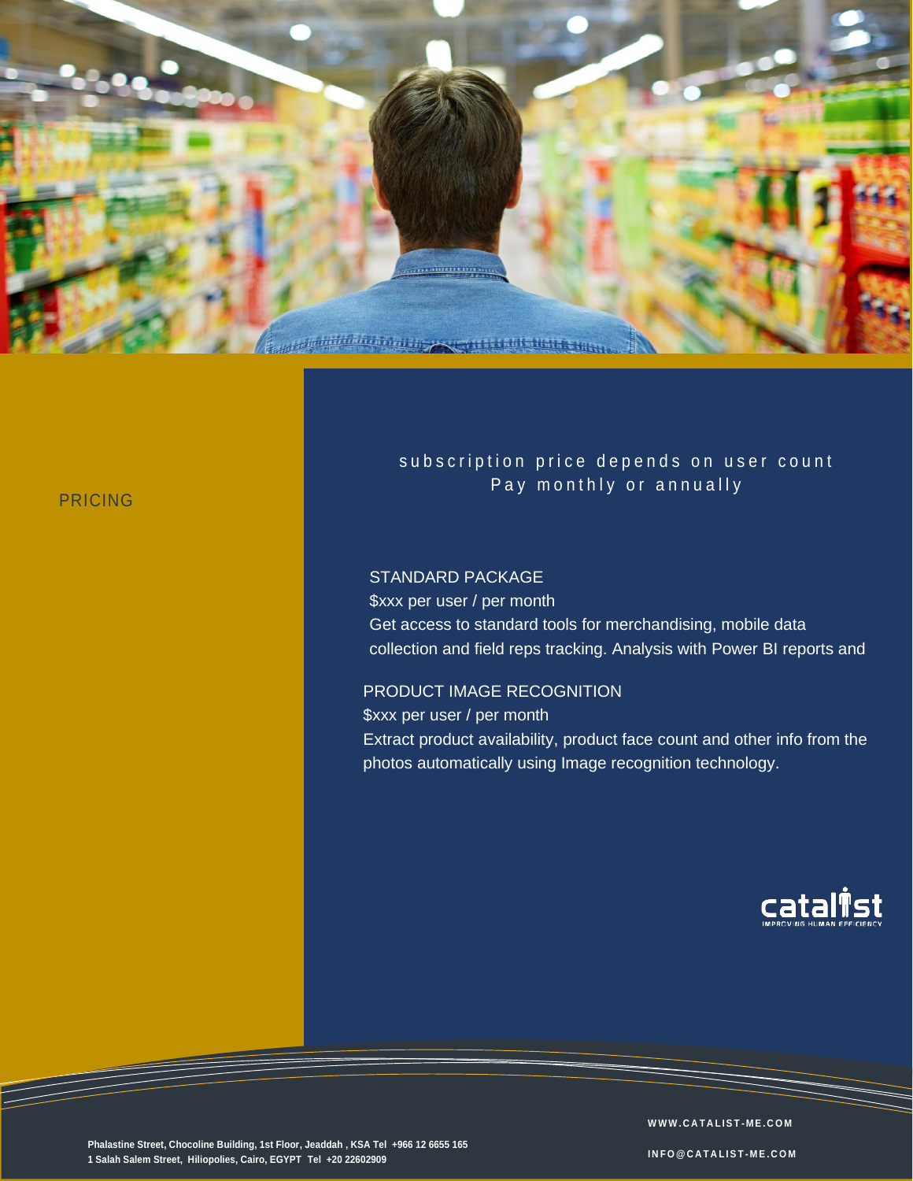## PRICING

subscription price depends on user count
Pay monthly or annually

### STANDARD PACKAGE

$xxx per user / per month

Get access to standard tools for merchandising, mobile data collection and field reps tracking. Analysis with Power BI reports and

### PRODUCT IMAGE RECOGNITION

$xxx per user / per month

Extract product availability, product face count and other info from the photos automatically using Image recognition technology.

catalist
IMPROVING HUMAN EFFICIENCY

Phalastine Street, Chocoline Building, 1st Floor, Jeaddah , KSA Tel +966 12 6655 165
1 Salah Salem Street, Hiliopolies, Cairo, EGYPT Tel +20 22602909

WWW.CATALIST-ME.COM

INFO@CATALIST-ME.COM